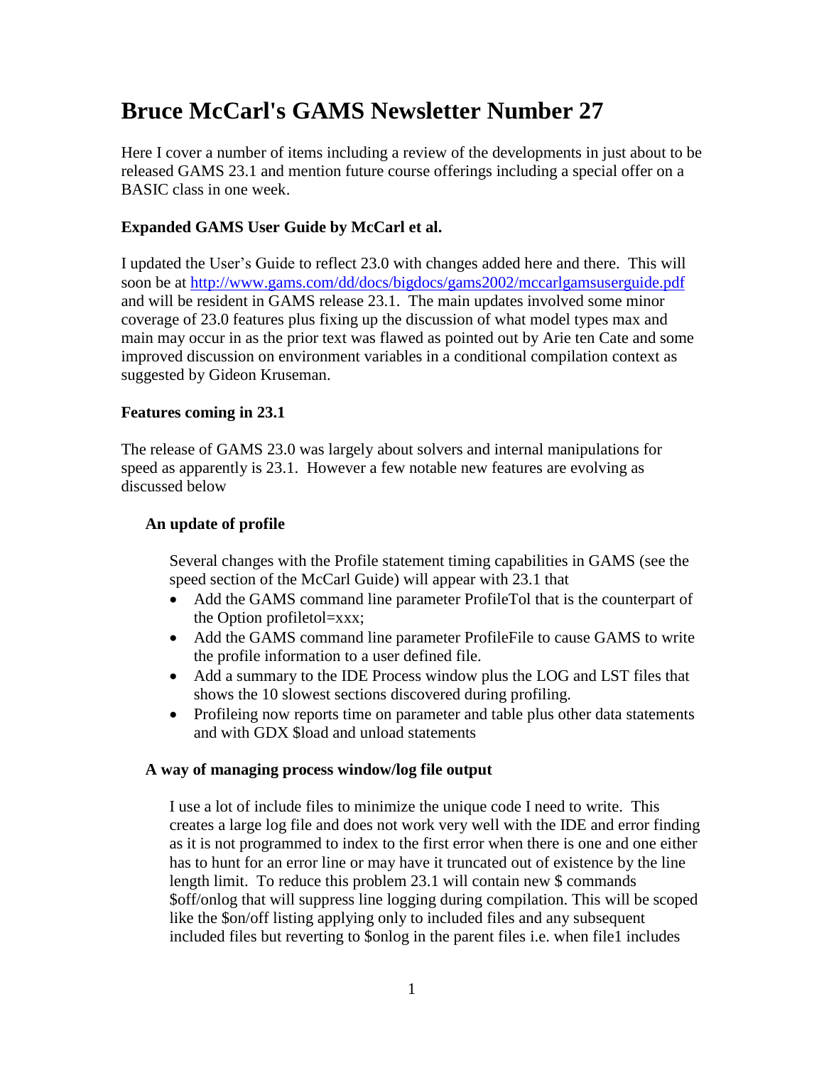# Bruce McCarl's GAMS Newsletter Number 27

Here I cover a number of items including a review of the developments in just about to be released GAMS 23.1 and mention future course offerings including a special offer on a BASIC class in one week.

### Expanded GAMS User Guide by McCarl et al.

I updated the User's Guide to reflect 23.0 with changes added here and there. This will soon be at http://www.gams.com/dd/docs/bigdocs/gams2002/mccarlgamsuserguide.pdf and will be resident in GAMS release 23.1. The main updates involved some minor coverage of 23.0 features plus fixing up the discussion of what model types max and main may occur in as the prior text was flawed as pointed out by Arie ten Cate and some improved discussion on environment variables in a conditional compilation context as suggested by Gideon Kruseman.

### Features coming in 23.1

The release of GAMS 23.0 was largely about solvers and internal manipulations for speed as apparently is 23.1. However a few notable new features are evolving as discussed below

#### An update of profile

Several changes with the Profile statement timing capabilities in GAMS (see the speed section of the McCarl Guide) will appear with 23.1 that

- Add the GAMS command line parameter ProfileTol that is the counterpart of the Option profiletol=xxx;
- Add the GAMS command line parameter ProfileFile to cause GAMS to write the profile information to a user defined file.
- Add a summary to the IDE Process window plus the LOG and LST files that shows the 10 slowest sections discovered during profiling.
- Profileing now reports time on parameter and table plus other data statements and with GDX $load and unload statements

#### A way of managing process window/log file output

I use a lot of include files to minimize the unique code I need to write. This creates a large log file and does not work very well with the IDE and error finding as it is not programmed to index to the first error when there is one and one either has to hunt for an error line or may have it truncated out of existence by the line length limit. To reduce this problem 23.1 will contain new $ commands $off/onlog that will suppress line logging during compilation. This will be scoped like the $on/off listing applying only to included files and any subsequent included files but reverting to $onlog in the parent files i.e. when file1 includes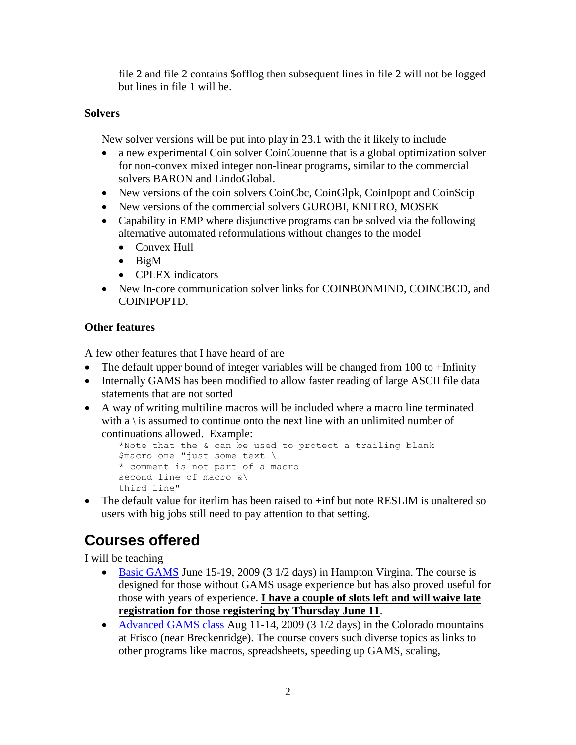file 2 and file 2 contains $offlog then subsequent lines in file 2 will not be logged but lines in file 1 will be.

### Solvers

New solver versions will be put into play in 23.1 with the it likely to include

- a new experimental Coin solver CoinCouenne that is a global optimization solver for non-convex mixed integer non-linear programs, similar to the commercial solvers BARON and LindoGlobal.
- New versions of the coin solvers CoinCbc, CoinGlpk, CoinIpopt and CoinScip
- New versions of the commercial solvers GUROBI, KNITRO, MOSEK
- Capability in EMP where disjunctive programs can be solved via the following alternative automated reformulations without changes to the model
  - Convex Hull
  - BigM
  - CPLEX indicators
- New In-core communication solver links for COINBONMIND, COINCBCD, and COINIPOPTD.

### Other features

A few other features that I have heard of are

- The default upper bound of integer variables will be changed from 100 to +Infinity
- Internally GAMS has been modified to allow faster reading of large ASCII file data statements that are not sorted
- A way of writing multiline macros will be included where a macro line terminated with a \ is assumed to continue onto the next line with an unlimited number of continuations allowed. Example:

```
*Note that the & can be used to protect a trailing blank
$macro one "just some text \
* comment is not part of a macro
second line of macro &\
third line"
```

- The default value for iterlim has been raised to +inf but note RESLIM is unaltered so users with big jobs still need to pay attention to that setting.

## Courses offered

I will be teaching

- Basic GAMS June 15-19, 2009 (3 1/2 days) in Hampton Virgina. The course is designed for those without GAMS usage experience but has also proved useful for those with years of experience. **I have a couple of slots left and will waive late registration for those registering by Thursday June 11**.
- Advanced GAMS class Aug 11-14, 2009 (3 1/2 days) in the Colorado mountains at Frisco (near Breckenridge). The course covers such diverse topics as links to other programs like macros, spreadsheets, speeding up GAMS, scaling,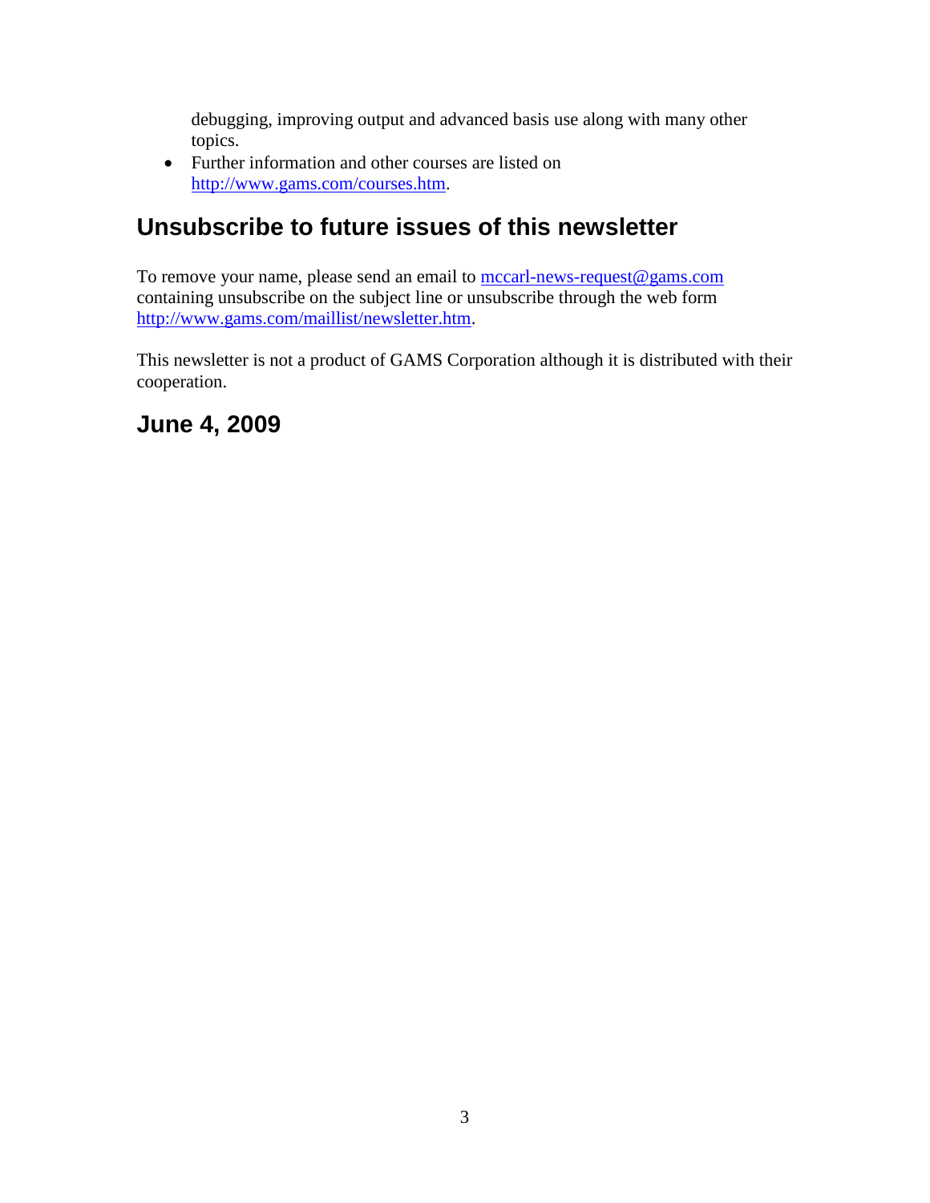debugging, improving output and advanced basis use along with many other topics.

- Further information and other courses are listed on http://www.gams.com/courses.htm.

## Unsubscribe to future issues of this newsletter

To remove your name, please send an email to mccarl-news-request@gams.com containing unsubscribe on the subject line or unsubscribe through the web form http://www.gams.com/maillist/newsletter.htm.

This newsletter is not a product of GAMS Corporation although it is distributed with their cooperation.

## June 4, 2009